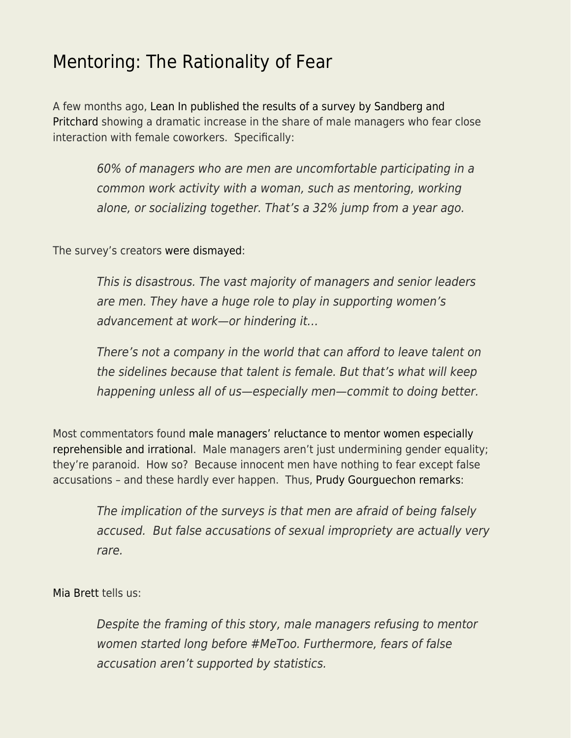# Mentoring: The Rationality of Fear

A few months ago, Lean In published the results of a survey by Sandberg and Pritchard showing a dramatic increase in the share of male managers who fear close interaction with female coworkers. Specifically:

> *60% of managers who are men are uncomfortable participating in a common work activity with a woman, such as mentoring, working alone, or socializing together. That's a 32% jump from a year ago.*

The survey's creators were dismayed:

> *This is disastrous. The vast majority of managers and senior leaders are men. They have a huge role to play in supporting women's advancement at work—or hindering it…*
>
> *There's not a company in the world that can afford to leave talent on the sidelines because that talent is female. But that's what will keep happening unless all of us—especially men—commit to doing better.*

Most commentators found male managers' reluctance to mentor women especially reprehensible and irrational. Male managers aren't just undermining gender equality; they're paranoid. How so? Because innocent men have nothing to fear except false accusations – and these hardly ever happen. Thus, Prudy Gourguechon remarks:

> *The implication of the surveys is that men are afraid of being falsely accused. But false accusations of sexual impropriety are actually very rare.*

Mia Brett tells us:

> *Despite the framing of this story, male managers refusing to mentor women started long before #MeToo. Furthermore, fears of false accusation aren't supported by statistics.*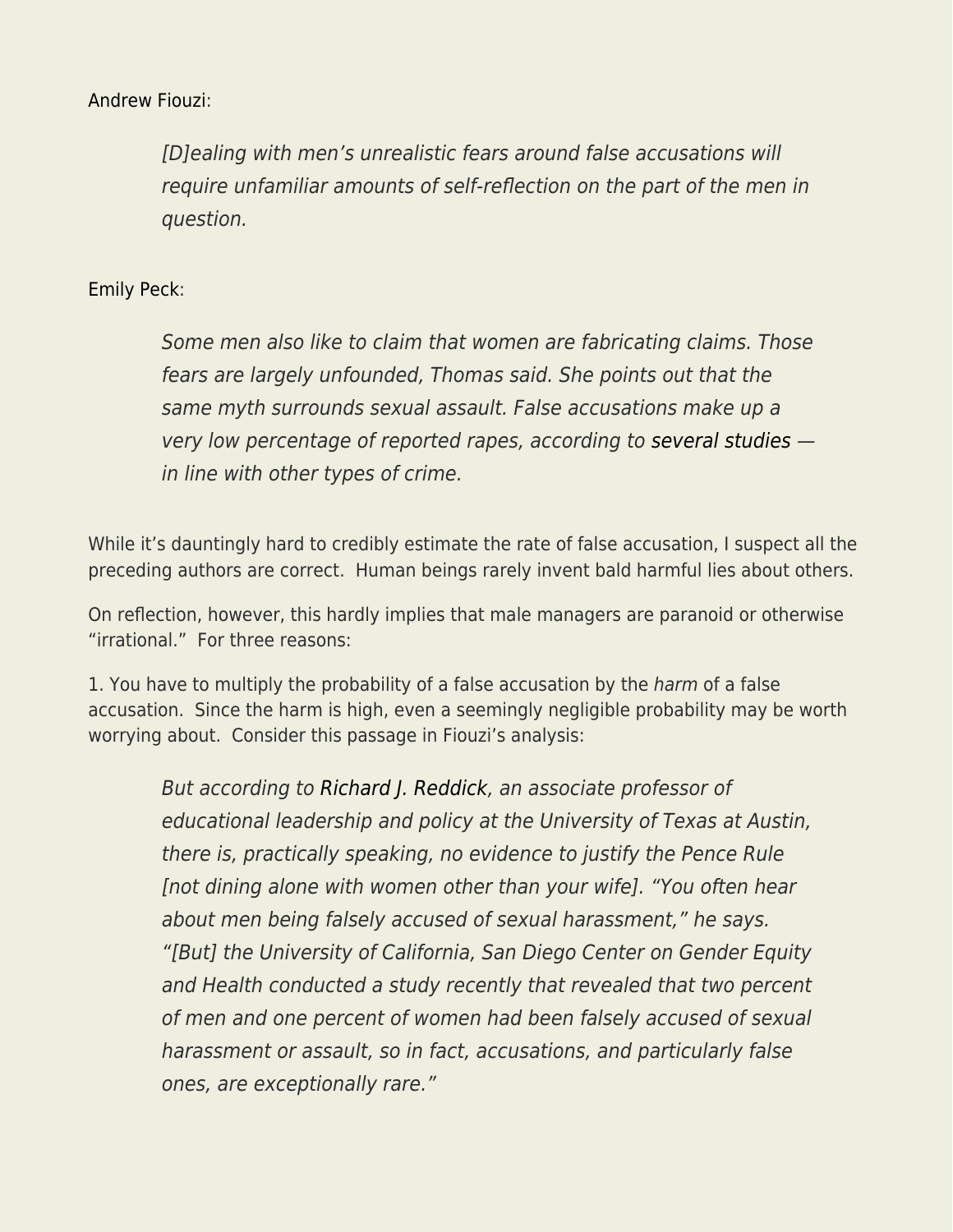Andrew Fiouzi:

> *[D]ealing with men's unrealistic fears around false accusations will require unfamiliar amounts of self-reflection on the part of the men in question.*

Emily Peck:

> *Some men also like to claim that women are fabricating claims. Those fears are largely unfounded, Thomas said. She points out that the same myth surrounds sexual assault. False accusations make up a very low percentage of reported rapes, according to* several studies *— in line with other types of crime.*

While it's dauntingly hard to credibly estimate the rate of false accusation, I suspect all the preceding authors are correct. Human beings rarely invent bald harmful lies about others.

On reflection, however, this hardly implies that male managers are paranoid or otherwise "irrational." For three reasons:

1. You have to multiply the probability of a false accusation by the *harm* of a false accusation. Since the harm is high, even a seemingly negligible probability may be worth worrying about. Consider this passage in Fiouzi's analysis:

> *But according to* Richard J. Reddick*, an associate professor of educational leadership and policy at the University of Texas at Austin, there is, practically speaking, no evidence to justify the Pence Rule [not dining alone with women other than your wife]. "You often hear about men being falsely accused of sexual harassment," he says. "[But] the University of California, San Diego Center on Gender Equity and Health conducted a study recently that revealed that two percent of men and one percent of women had been falsely accused of sexual harassment or assault, so in fact, accusations, and particularly false ones, are exceptionally rare."*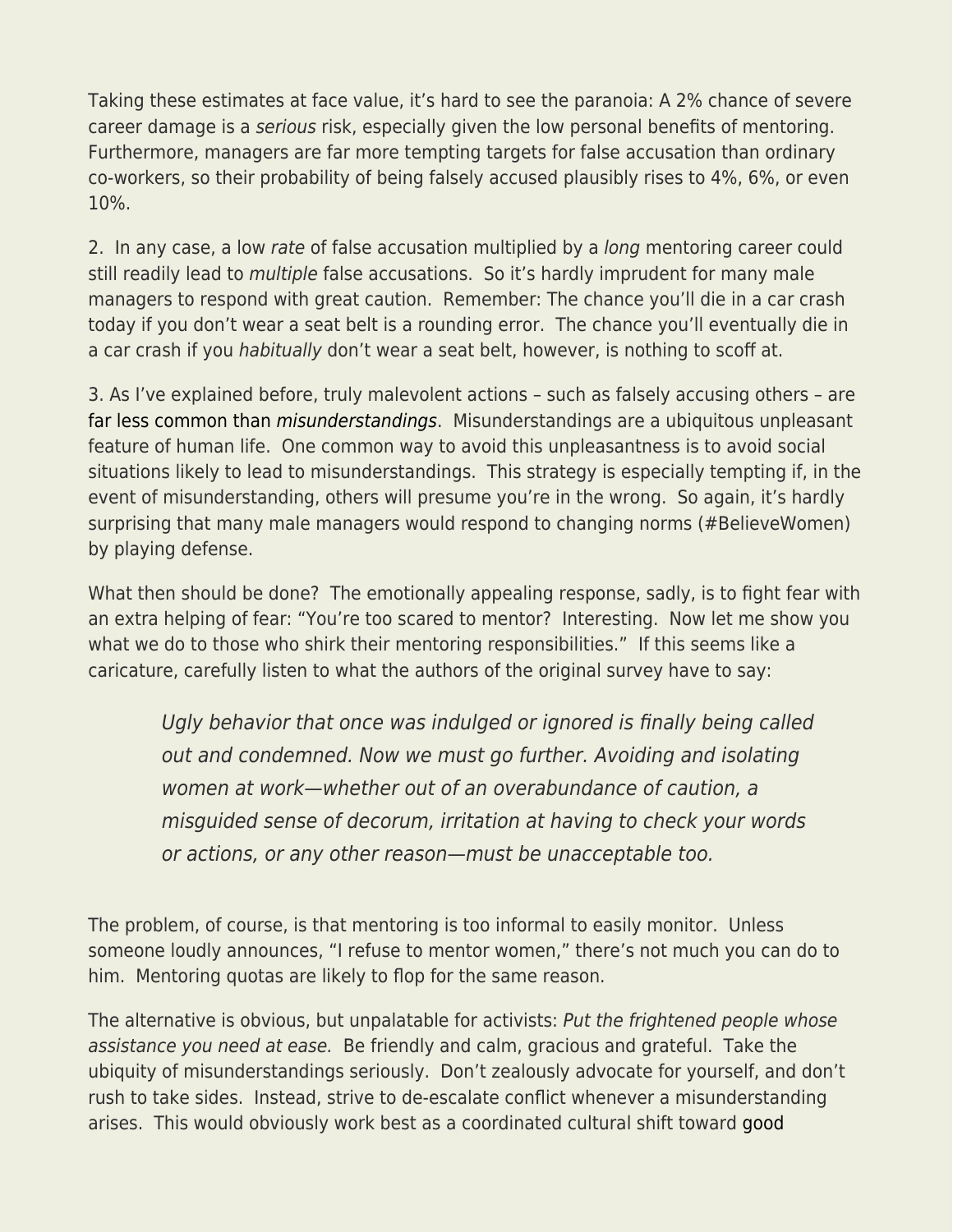Taking these estimates at face value, it's hard to see the paranoia: A 2% chance of severe career damage is a *serious* risk, especially given the low personal benefits of mentoring. Furthermore, managers are far more tempting targets for false accusation than ordinary co-workers, so their probability of being falsely accused plausibly rises to 4%, 6%, or even 10%.

2. In any case, a low *rate* of false accusation multiplied by a *long* mentoring career could still readily lead to *multiple* false accusations. So it's hardly imprudent for many male managers to respond with great caution. Remember: The chance you'll die in a car crash today if you don't wear a seat belt is a rounding error. The chance you'll eventually die in a car crash if you *habitually* don't wear a seat belt, however, is nothing to scoff at.

3. As I've explained before, truly malevolent actions – such as falsely accusing others – are far less common than *misunderstandings*. Misunderstandings are a ubiquitous unpleasant feature of human life. One common way to avoid this unpleasantness is to avoid social situations likely to lead to misunderstandings. This strategy is especially tempting if, in the event of misunderstanding, others will presume you're in the wrong. So again, it's hardly surprising that many male managers would respond to changing norms (#BelieveWomen) by playing defense.

What then should be done? The emotionally appealing response, sadly, is to fight fear with an extra helping of fear: "You're too scared to mentor? Interesting. Now let me show you what we do to those who shirk their mentoring responsibilities." If this seems like a caricature, carefully listen to what the authors of the original survey have to say:

> *Ugly behavior that once was indulged or ignored is finally being called out and condemned. Now we must go further. Avoiding and isolating women at work—whether out of an overabundance of caution, a misguided sense of decorum, irritation at having to check your words or actions, or any other reason—must be unacceptable too.*

The problem, of course, is that mentoring is too informal to easily monitor. Unless someone loudly announces, "I refuse to mentor women," there's not much you can do to him. Mentoring quotas are likely to flop for the same reason.

The alternative is obvious, but unpalatable for activists: *Put the frightened people whose assistance you need at ease.* Be friendly and calm, gracious and grateful. Take the ubiquity of misunderstandings seriously. Don't zealously advocate for yourself, and don't rush to take sides. Instead, strive to de-escalate conflict whenever a misunderstanding arises. This would obviously work best as a coordinated cultural shift toward good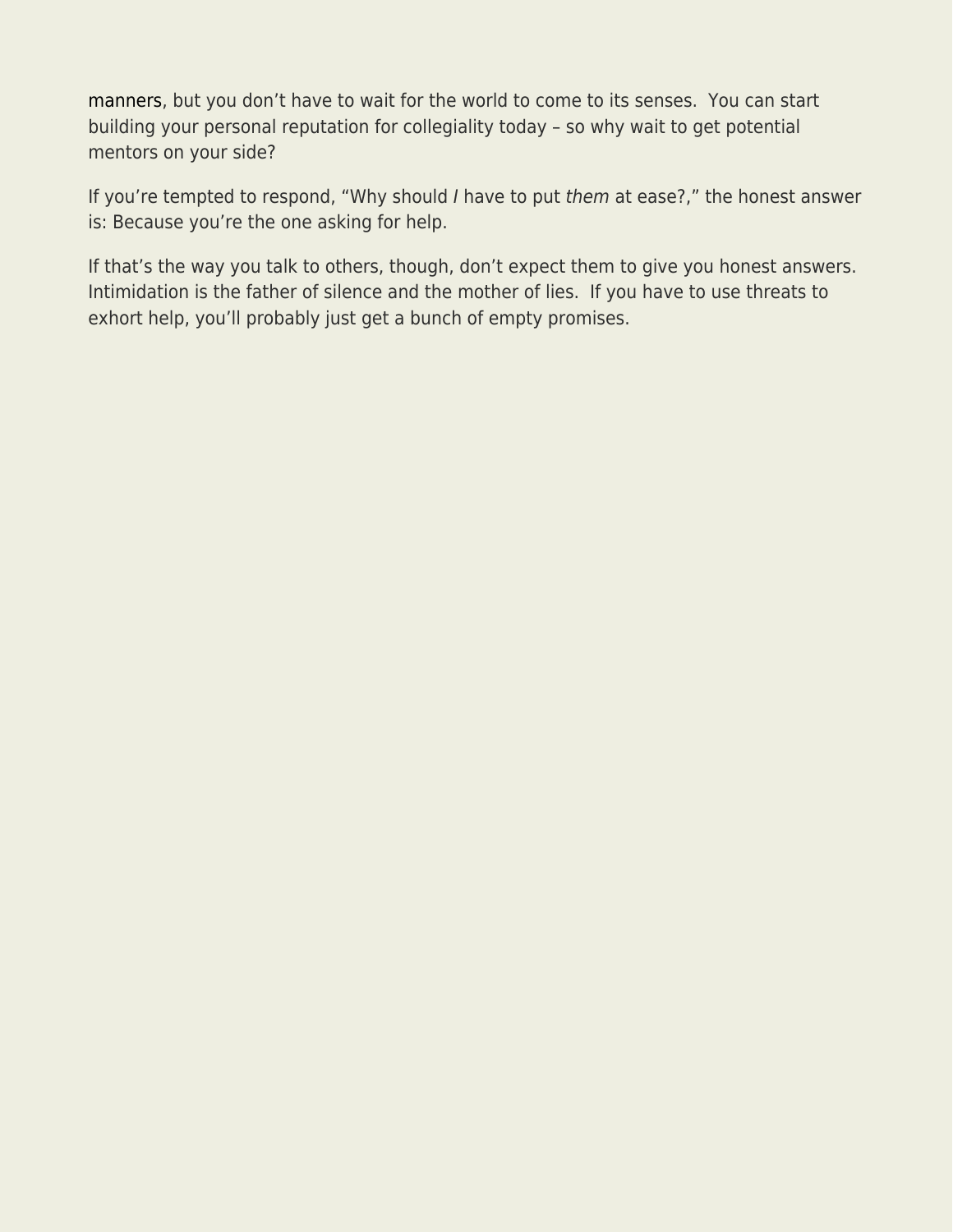manners, but you don't have to wait for the world to come to its senses.  You can start building your personal reputation for collegiality today – so why wait to get potential mentors on your side?

If you're tempted to respond, "Why should *I* have to put *them* at ease?," the honest answer is: Because you're the one asking for help.

If that's the way you talk to others, though, don't expect them to give you honest answers. Intimidation is the father of silence and the mother of lies.  If you have to use threats to exhort help, you'll probably just get a bunch of empty promises.